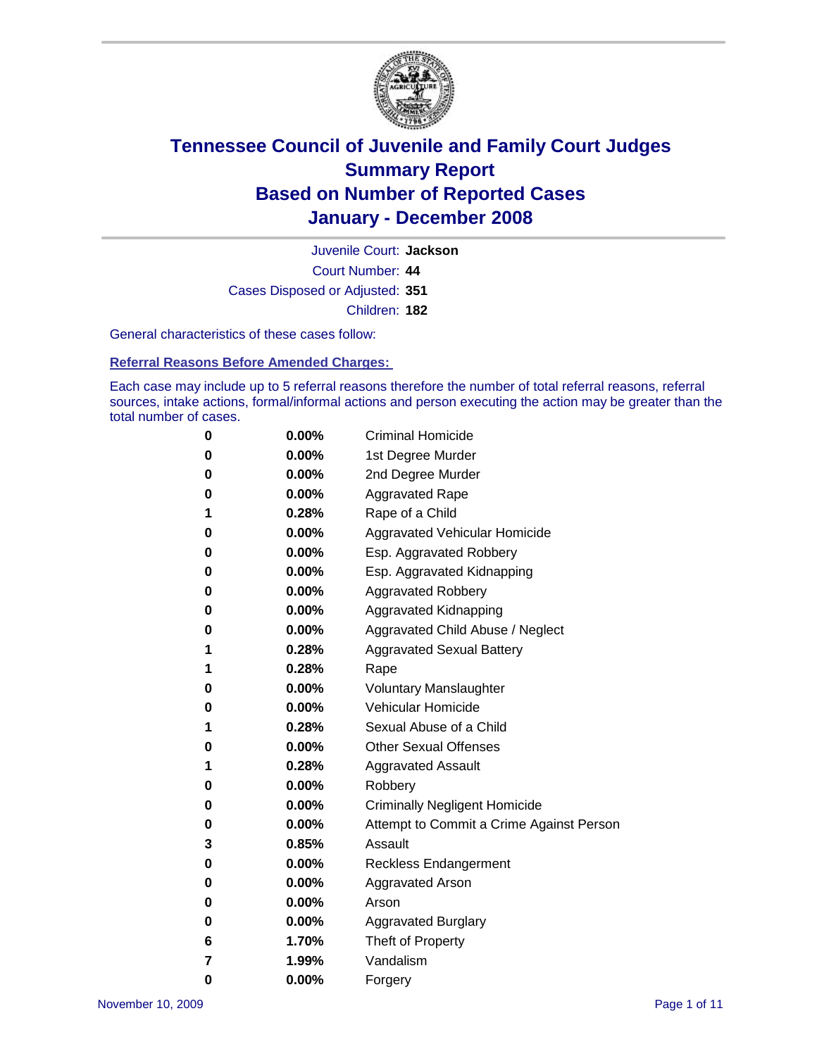# Tennessee Council of Juvenile and Family Court Judges
## Summary Report
## Based on Number of Reported Cases
## January - December 2008

Juvenile Court: **Jackson**
Court Number: **44**
Cases Disposed or Adjusted: **351**
Children: **182**

General characteristics of these cases follow:

### Referral Reasons Before Amended Charges:

Each case may include up to 5 referral reasons therefore the number of total referral reasons, referral sources, intake actions, formal/informal actions and person executing the action may be greater than the total number of cases.

| | | |
|---|---|---|
| 0 | 0.00% | Criminal Homicide |
| 0 | 0.00% | 1st Degree Murder |
| 0 | 0.00% | 2nd Degree Murder |
| 0 | 0.00% | Aggravated Rape |
| 1 | 0.28% | Rape of a Child |
| 0 | 0.00% | Aggravated Vehicular Homicide |
| 0 | 0.00% | Esp. Aggravated Robbery |
| 0 | 0.00% | Esp. Aggravated Kidnapping |
| 0 | 0.00% | Aggravated Robbery |
| 0 | 0.00% | Aggravated Kidnapping |
| 0 | 0.00% | Aggravated Child Abuse / Neglect |
| 1 | 0.28% | Aggravated Sexual Battery |
| 1 | 0.28% | Rape |
| 0 | 0.00% | Voluntary Manslaughter |
| 0 | 0.00% | Vehicular Homicide |
| 1 | 0.28% | Sexual Abuse of a Child |
| 0 | 0.00% | Other Sexual Offenses |
| 1 | 0.28% | Aggravated Assault |
| 0 | 0.00% | Robbery |
| 0 | 0.00% | Criminally Negligent Homicide |
| 0 | 0.00% | Attempt to Commit a Crime Against Person |
| 3 | 0.85% | Assault |
| 0 | 0.00% | Reckless Endangerment |
| 0 | 0.00% | Aggravated Arson |
| 0 | 0.00% | Arson |
| 0 | 0.00% | Aggravated Burglary |
| 6 | 1.70% | Theft of Property |
| 7 | 1.99% | Vandalism |
| 0 | 0.00% | Forgery |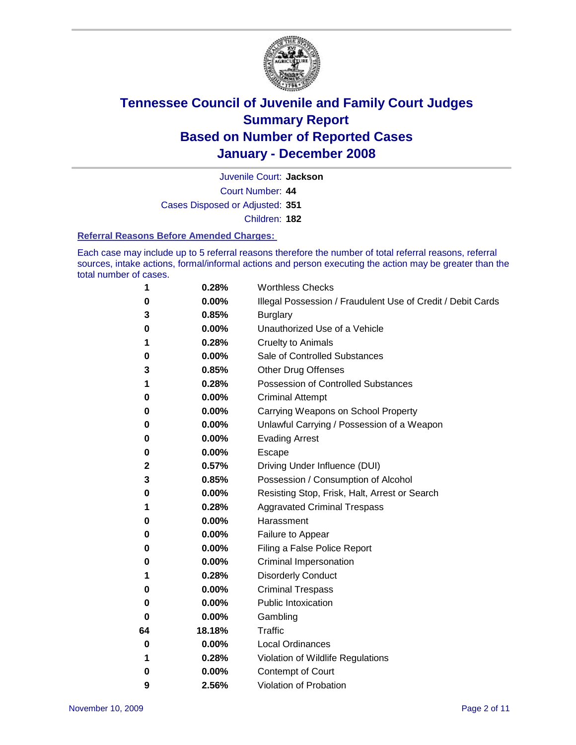# Tennessee Council of Juvenile and Family Court Judges
## Summary Report
## Based on Number of Reported Cases
## January - December 2008

Juvenile Court: **Jackson**

Court Number: **44**

Cases Disposed or Adjusted: **351**

Children: **182**

### Referral Reasons Before Amended Charges:

Each case may include up to 5 referral reasons therefore the number of total referral reasons, referral sources, intake actions, formal/informal actions and person executing the action may be greater than the total number of cases.

| Count | Percent | Referral Reason |
|---|---|---|
| 1 | 0.28% | Worthless Checks |
| 0 | 0.00% | Illegal Possession / Fraudulent Use of Credit / Debit Cards |
| 3 | 0.85% | Burglary |
| 0 | 0.00% | Unauthorized Use of a Vehicle |
| 1 | 0.28% | Cruelty to Animals |
| 0 | 0.00% | Sale of Controlled Substances |
| 3 | 0.85% | Other Drug Offenses |
| 1 | 0.28% | Possession of Controlled Substances |
| 0 | 0.00% | Criminal Attempt |
| 0 | 0.00% | Carrying Weapons on School Property |
| 0 | 0.00% | Unlawful Carrying / Possession of a Weapon |
| 0 | 0.00% | Evading Arrest |
| 0 | 0.00% | Escape |
| 2 | 0.57% | Driving Under Influence (DUI) |
| 3 | 0.85% | Possession / Consumption of Alcohol |
| 0 | 0.00% | Resisting Stop, Frisk, Halt, Arrest or Search |
| 1 | 0.28% | Aggravated Criminal Trespass |
| 0 | 0.00% | Harassment |
| 0 | 0.00% | Failure to Appear |
| 0 | 0.00% | Filing a False Police Report |
| 0 | 0.00% | Criminal Impersonation |
| 1 | 0.28% | Disorderly Conduct |
| 0 | 0.00% | Criminal Trespass |
| 0 | 0.00% | Public Intoxication |
| 0 | 0.00% | Gambling |
| 64 | 18.18% | Traffic |
| 0 | 0.00% | Local Ordinances |
| 1 | 0.28% | Violation of Wildlife Regulations |
| 0 | 0.00% | Contempt of Court |
| 9 | 2.56% | Violation of Probation |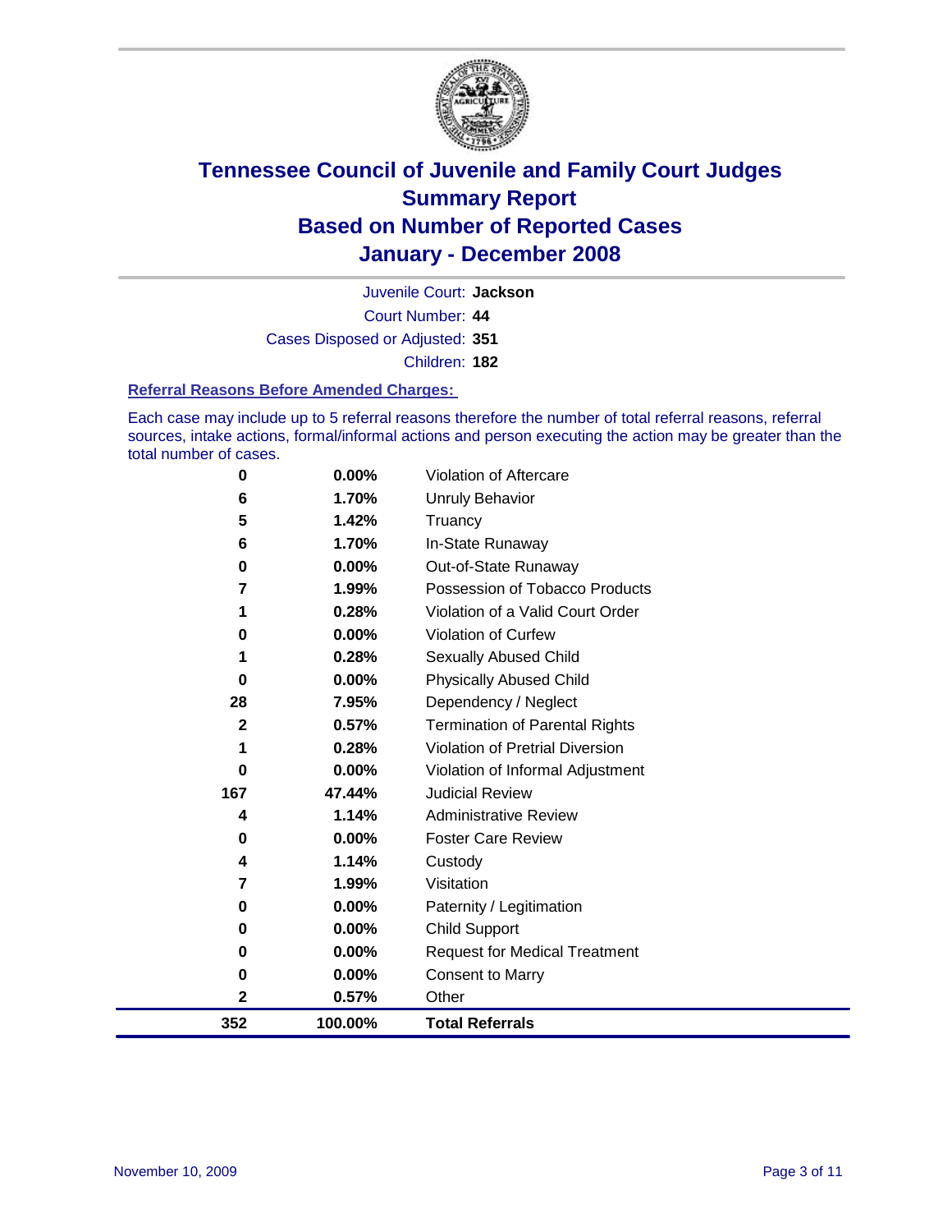# Tennessee Council of Juvenile and Family Court Judges
## Summary Report
## Based on Number of Reported Cases
## January - December 2008

Juvenile Court: **Jackson**

Court Number: **44**

Cases Disposed or Adjusted: **351**

Children: **182**

### Referral Reasons Before Amended Charges:

Each case may include up to 5 referral reasons therefore the number of total referral reasons, referral sources, intake actions, formal/informal actions and person executing the action may be greater than the total number of cases.

| Count | Percent | Referral Reason |
|---|---|---|
| 0 | 0.00% | Violation of Aftercare |
| 6 | 1.70% | Unruly Behavior |
| 5 | 1.42% | Truancy |
| 6 | 1.70% | In-State Runaway |
| 0 | 0.00% | Out-of-State Runaway |
| 7 | 1.99% | Possession of Tobacco Products |
| 1 | 0.28% | Violation of a Valid Court Order |
| 0 | 0.00% | Violation of Curfew |
| 1 | 0.28% | Sexually Abused Child |
| 0 | 0.00% | Physically Abused Child |
| 28 | 7.95% | Dependency / Neglect |
| 2 | 0.57% | Termination of Parental Rights |
| 1 | 0.28% | Violation of Pretrial Diversion |
| 0 | 0.00% | Violation of Informal Adjustment |
| 167 | 47.44% | Judicial Review |
| 4 | 1.14% | Administrative Review |
| 0 | 0.00% | Foster Care Review |
| 4 | 1.14% | Custody |
| 7 | 1.99% | Visitation |
| 0 | 0.00% | Paternity / Legitimation |
| 0 | 0.00% | Child Support |
| 0 | 0.00% | Request for Medical Treatment |
| 0 | 0.00% | Consent to Marry |
| 2 | 0.57% | Other |
| **352** | **100.00%** | **Total Referrals** |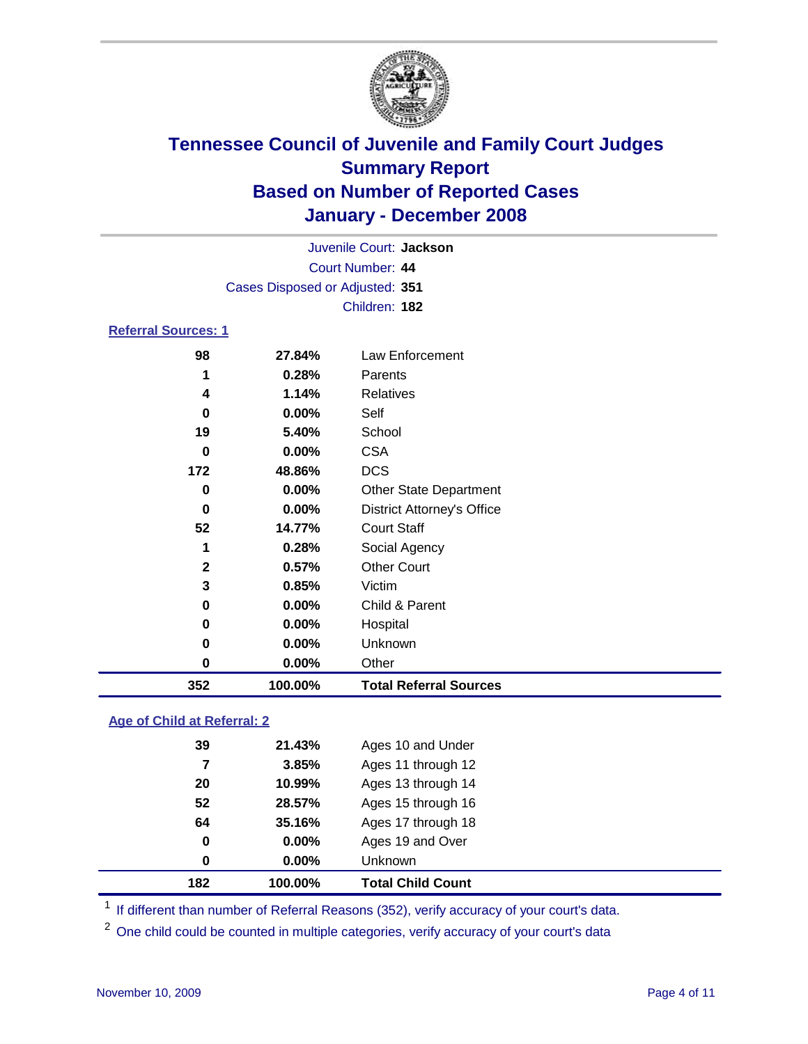# Tennessee Council of Juvenile and Family Court Judges
## Summary Report
## Based on Number of Reported Cases
## January - December 2008

Juvenile Court: **Jackson**
Court Number: **44**
Cases Disposed or Adjusted: **351**
Children: **182**

### Referral Sources: 1

| | | |
|---|---|---|
| 98 | 27.84% | Law Enforcement |
| 1 | 0.28% | Parents |
| 4 | 1.14% | Relatives |
| 0 | 0.00% | Self |
| 19 | 5.40% | School |
| 0 | 0.00% | CSA |
| 172 | 48.86% | DCS |
| 0 | 0.00% | Other State Department |
| 0 | 0.00% | District Attorney's Office |
| 52 | 14.77% | Court Staff |
| 1 | 0.28% | Social Agency |
| 2 | 0.57% | Other Court |
| 3 | 0.85% | Victim |
| 0 | 0.00% | Child & Parent |
| 0 | 0.00% | Hospital |
| 0 | 0.00% | Unknown |
| 0 | 0.00% | Other |
| **352** | **100.00%** | **Total Referral Sources** |

### Age of Child at Referral: 2

| | | |
|---|---|---|
| 39 | 21.43% | Ages 10 and Under |
| 7 | 3.85% | Ages 11 through 12 |
| 20 | 10.99% | Ages 13 through 14 |
| 52 | 28.57% | Ages 15 through 16 |
| 64 | 35.16% | Ages 17 through 18 |
| 0 | 0.00% | Ages 19 and Over |
| 0 | 0.00% | Unknown |
| **182** | **100.00%** | **Total Child Count** |

[1] If different than number of Referral Reasons (352), verify accuracy of your court's data.

[2] One child could be counted in multiple categories, verify accuracy of your court's data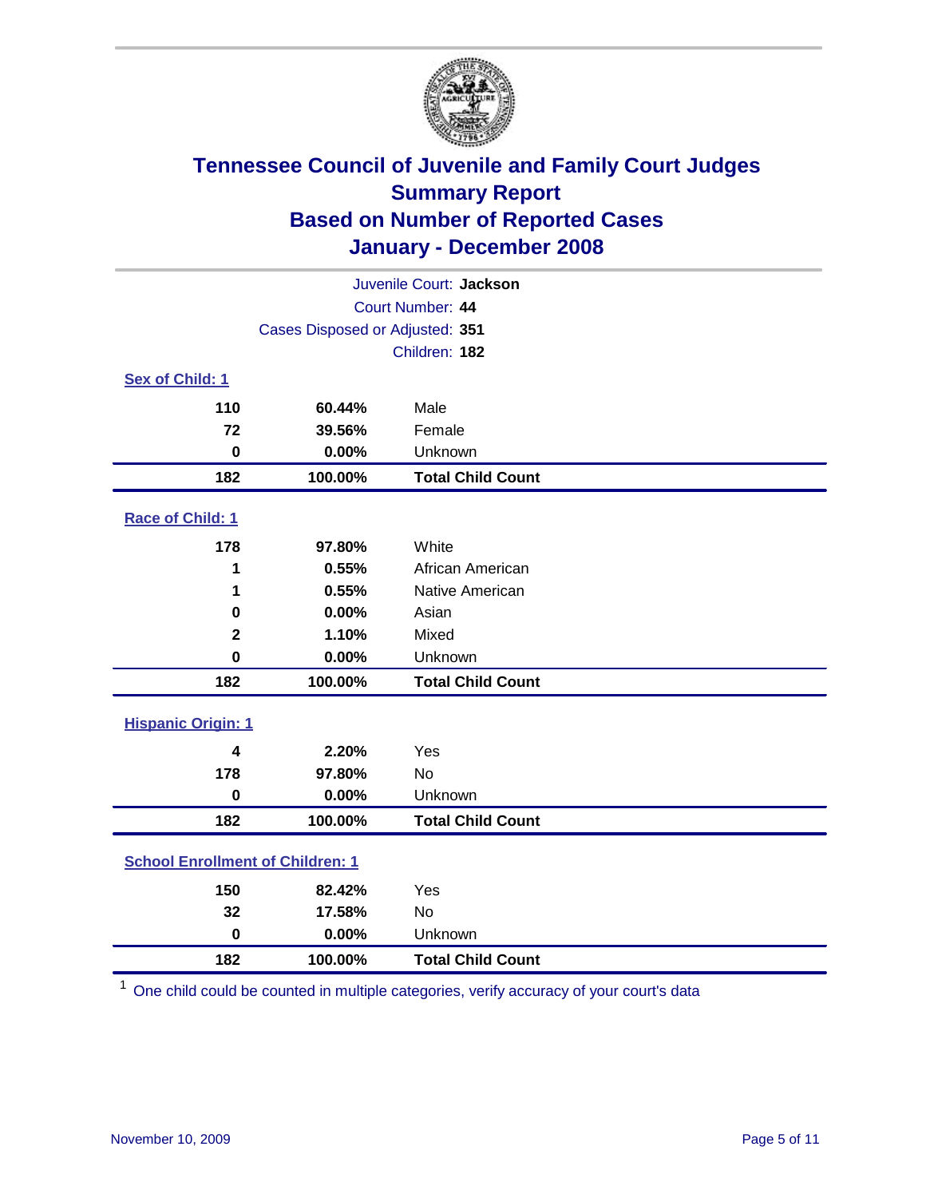# Tennessee Council of Juvenile and Family Court Judges
## Summary Report
## Based on Number of Reported Cases
## January - December 2008

Juvenile Court: **Jackson**
Court Number: **44**
Cases Disposed or Adjusted: **351**
Children: **182**

### Sex of Child: 1

| Count | Percent | Category |
|---|---|---|
| 110 | 60.44% | Male |
| 72 | 39.56% | Female |
| 0 | 0.00% | Unknown |
| **182** | **100.00%** | **Total Child Count** |

### Race of Child: 1

| Count | Percent | Category |
|---|---|---|
| 178 | 97.80% | White |
| 1 | 0.55% | African American |
| 1 | 0.55% | Native American |
| 0 | 0.00% | Asian |
| 2 | 1.10% | Mixed |
| 0 | 0.00% | Unknown |
| **182** | **100.00%** | **Total Child Count** |

### Hispanic Origin: 1

| Count | Percent | Category |
|---|---|---|
| 4 | 2.20% | Yes |
| 178 | 97.80% | No |
| 0 | 0.00% | Unknown |
| **182** | **100.00%** | **Total Child Count** |

### School Enrollment of Children: 1

| Count | Percent | Category |
|---|---|---|
| 150 | 82.42% | Yes |
| 32 | 17.58% | No |
| 0 | 0.00% | Unknown |
| **182** | **100.00%** | **Total Child Count** |

[1] One child could be counted in multiple categories, verify accuracy of your court's data

November 10, 2009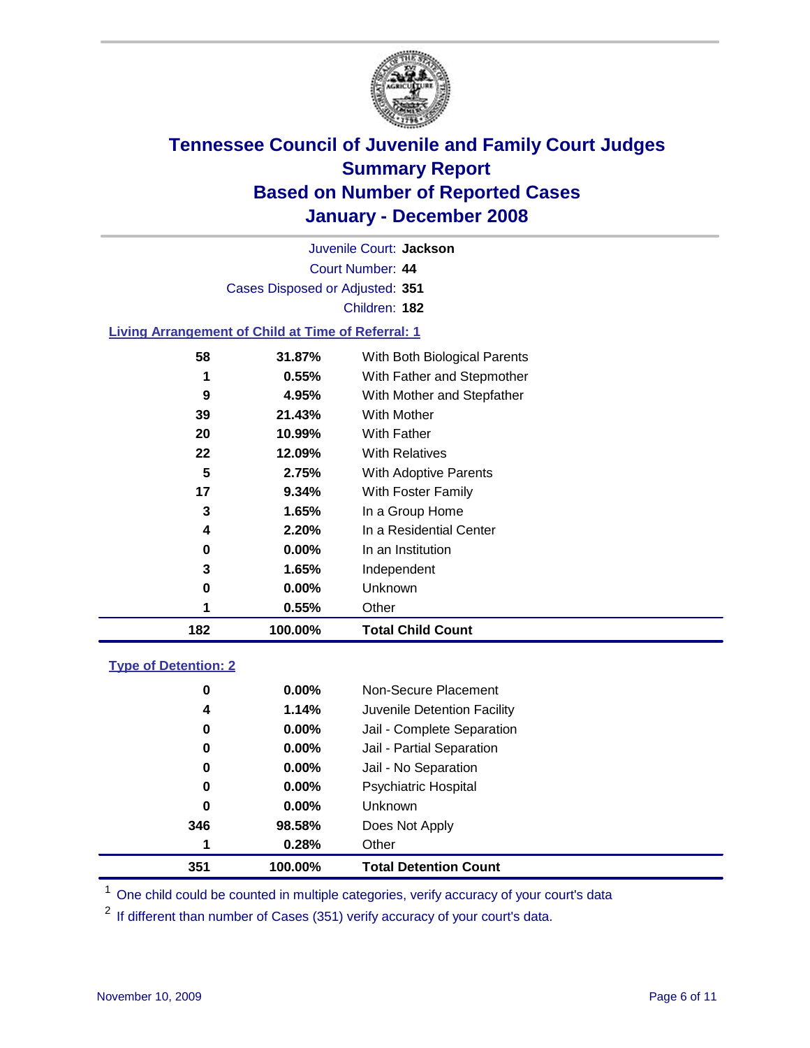# Tennessee Council of Juvenile and Family Court Judges
## Summary Report
## Based on Number of Reported Cases
## January - December 2008

Juvenile Court: **Jackson**

Court Number: **44**

Cases Disposed or Adjusted: **351**

Children: **182**

### Living Arrangement of Child at Time of Referral: 1

| Count | Percent | Category |
|---|---|---|
| 58 | 31.87% | With Both Biological Parents |
| 1 | 0.55% | With Father and Stepmother |
| 9 | 4.95% | With Mother and Stepfather |
| 39 | 21.43% | With Mother |
| 20 | 10.99% | With Father |
| 22 | 12.09% | With Relatives |
| 5 | 2.75% | With Adoptive Parents |
| 17 | 9.34% | With Foster Family |
| 3 | 1.65% | In a Group Home |
| 4 | 2.20% | In a Residential Center |
| 0 | 0.00% | In an Institution |
| 3 | 1.65% | Independent |
| 0 | 0.00% | Unknown |
| 1 | 0.55% | Other |
| **182** | **100.00%** | **Total Child Count** |

### Type of Detention: 2

| Count | Percent | Category |
|---|---|---|
| 0 | 0.00% | Non-Secure Placement |
| 4 | 1.14% | Juvenile Detention Facility |
| 0 | 0.00% | Jail - Complete Separation |
| 0 | 0.00% | Jail - Partial Separation |
| 0 | 0.00% | Jail - No Separation |
| 0 | 0.00% | Psychiatric Hospital |
| 0 | 0.00% | Unknown |
| 346 | 98.58% | Does Not Apply |
| 1 | 0.28% | Other |
| **351** | **100.00%** | **Total Detention Count** |

[1] One child could be counted in multiple categories, verify accuracy of your court's data

[2] If different than number of Cases (351) verify accuracy of your court's data.

November 10, 2009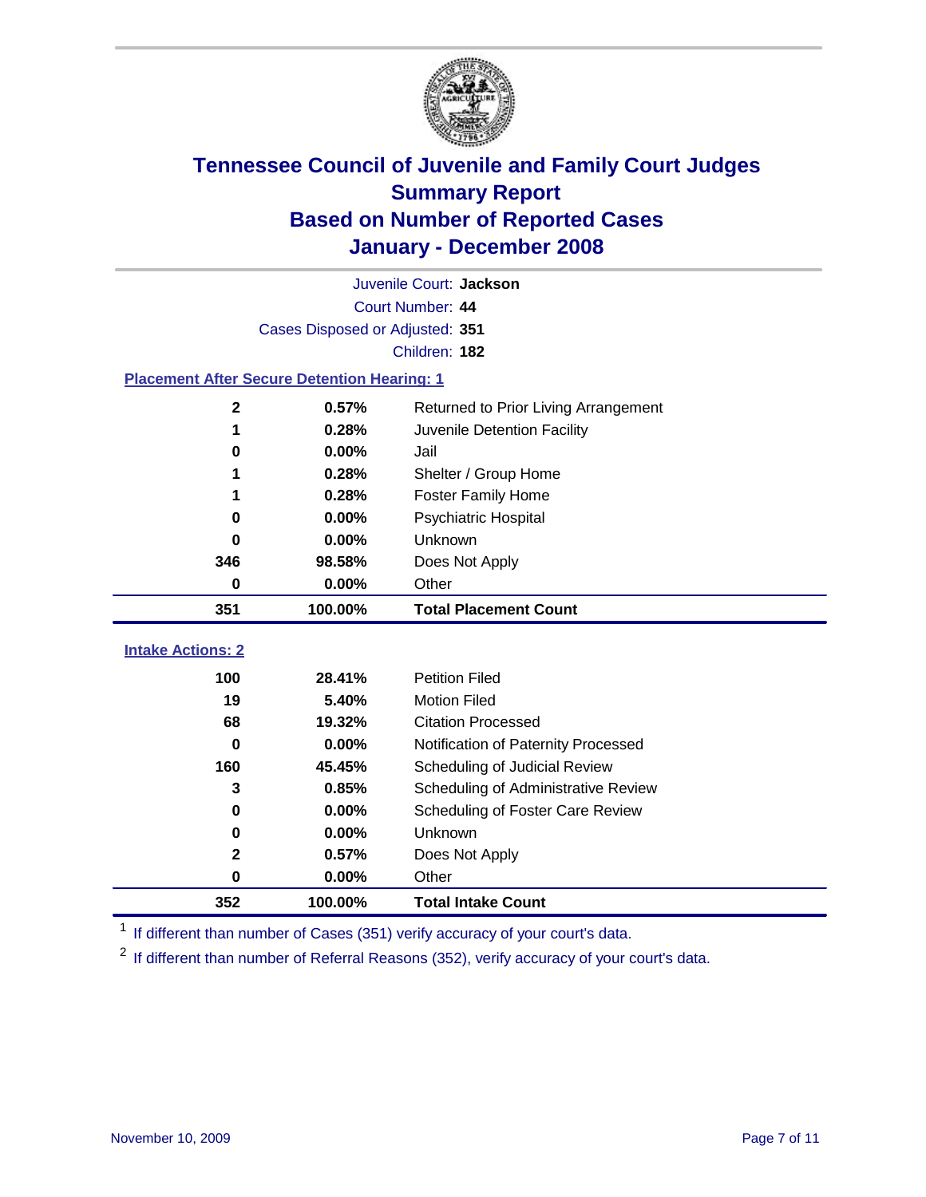# Tennessee Council of Juvenile and Family Court Judges
## Summary Report
## Based on Number of Reported Cases
## January - December 2008

Juvenile Court: **Jackson**
Court Number: **44**
Cases Disposed or Adjusted: **351**
Children: **182**

### Placement After Secure Detention Hearing: 1

| Count | Percent | Placement |
|---|---|---|
| 2 | 0.57% | Returned to Prior Living Arrangement |
| 1 | 0.28% | Juvenile Detention Facility |
| 0 | 0.00% | Jail |
| 1 | 0.28% | Shelter / Group Home |
| 1 | 0.28% | Foster Family Home |
| 0 | 0.00% | Psychiatric Hospital |
| 0 | 0.00% | Unknown |
| 346 | 98.58% | Does Not Apply |
| 0 | 0.00% | Other |
| **351** | **100.00%** | **Total Placement Count** |

### Intake Actions: 2

| Count | Percent | Intake Action |
|---|---|---|
| 100 | 28.41% | Petition Filed |
| 19 | 5.40% | Motion Filed |
| 68 | 19.32% | Citation Processed |
| 0 | 0.00% | Notification of Paternity Processed |
| 160 | 45.45% | Scheduling of Judicial Review |
| 3 | 0.85% | Scheduling of Administrative Review |
| 0 | 0.00% | Scheduling of Foster Care Review |
| 0 | 0.00% | Unknown |
| 2 | 0.57% | Does Not Apply |
| 0 | 0.00% | Other |
| **352** | **100.00%** | **Total Intake Count** |

[1] If different than number of Cases (351) verify accuracy of your court's data.

[2] If different than number of Referral Reasons (352), verify accuracy of your court's data.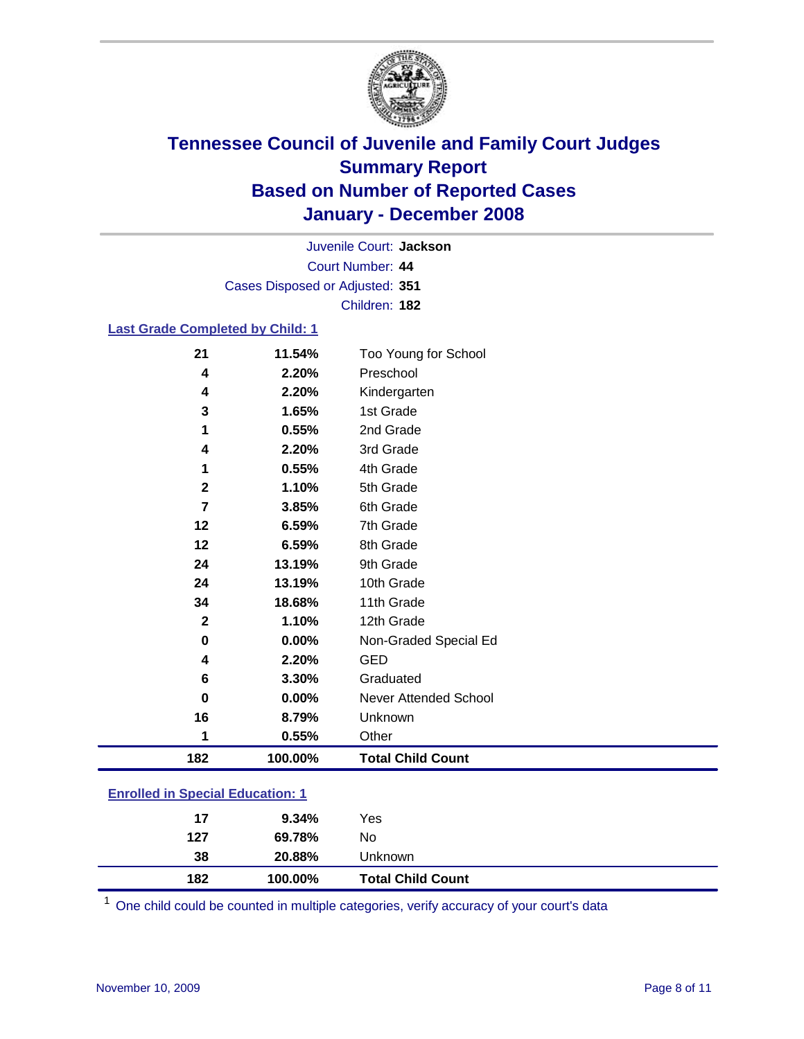# Tennessee Council of Juvenile and Family Court Judges
## Summary Report
## Based on Number of Reported Cases
## January - December 2008

Juvenile Court: **Jackson**
Court Number: **44**
Cases Disposed or Adjusted: **351**
Children: **182**

### Last Grade Completed by Child: 1

| Count | Percent | Category |
|---|---|---|
| 21 | 11.54% | Too Young for School |
| 4 | 2.20% | Preschool |
| 4 | 2.20% | Kindergarten |
| 3 | 1.65% | 1st Grade |
| 1 | 0.55% | 2nd Grade |
| 4 | 2.20% | 3rd Grade |
| 1 | 0.55% | 4th Grade |
| 2 | 1.10% | 5th Grade |
| 7 | 3.85% | 6th Grade |
| 12 | 6.59% | 7th Grade |
| 12 | 6.59% | 8th Grade |
| 24 | 13.19% | 9th Grade |
| 24 | 13.19% | 10th Grade |
| 34 | 18.68% | 11th Grade |
| 2 | 1.10% | 12th Grade |
| 0 | 0.00% | Non-Graded Special Ed |
| 4 | 2.20% | GED |
| 6 | 3.30% | Graduated |
| 0 | 0.00% | Never Attended School |
| 16 | 8.79% | Unknown |
| 1 | 0.55% | Other |
| **182** | **100.00%** | **Total Child Count** |

### Enrolled in Special Education: 1

| Count | Percent | Category |
|---|---|---|
| 17 | 9.34% | Yes |
| 127 | 69.78% | No |
| 38 | 20.88% | Unknown |
| **182** | **100.00%** | **Total Child Count** |

[1] One child could be counted in multiple categories, verify accuracy of your court's data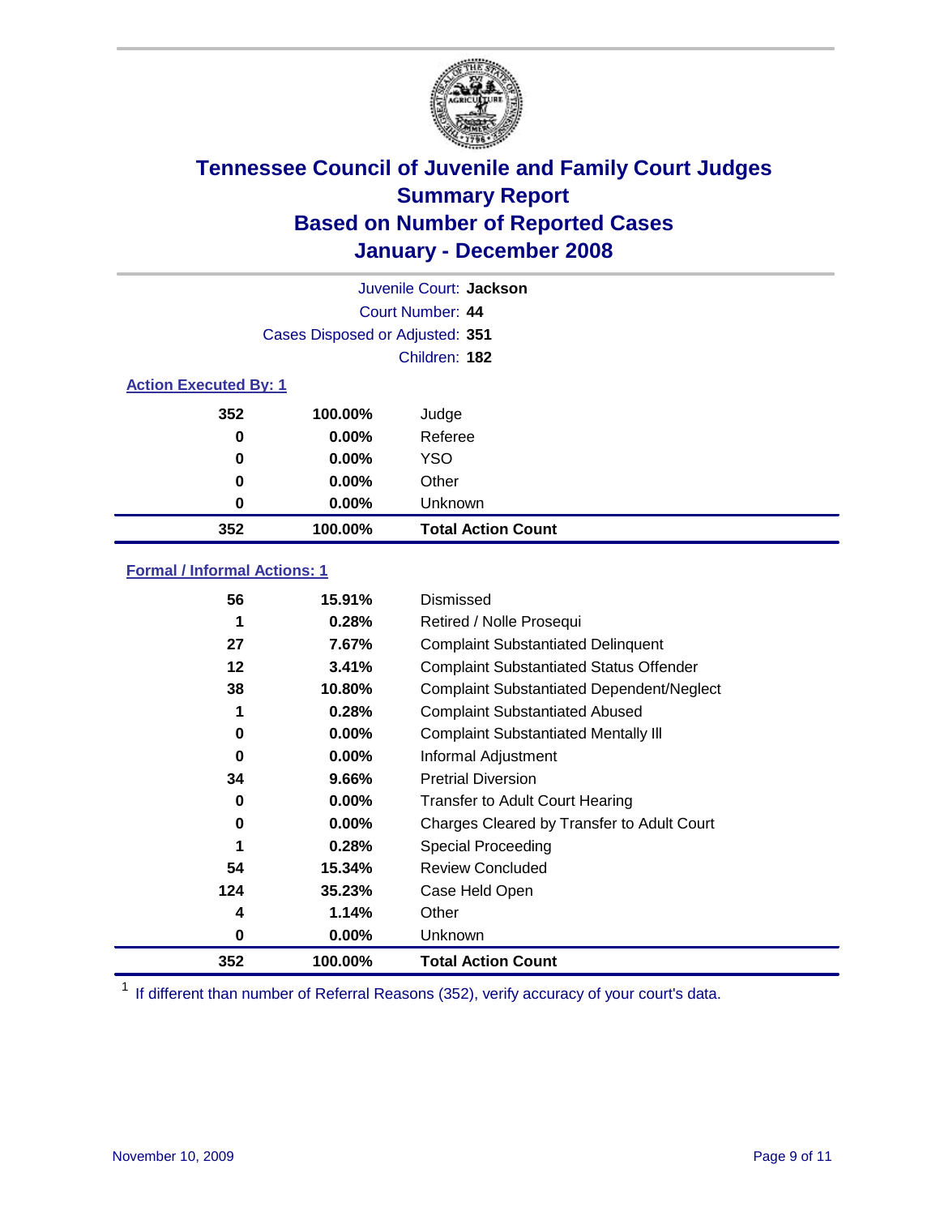# Tennessee Council of Juvenile and Family Court Judges
## Summary Report
## Based on Number of Reported Cases
## January - December 2008

Juvenile Court: **Jackson**

Court Number: **44**

Cases Disposed or Adjusted: **351**

Children: **182**

### Action Executed By: 1

| Count | Percent | Action |
|---|---|---|
| 352 | 100.00% | Judge |
| 0 | 0.00% | Referee |
| 0 | 0.00% | YSO |
| 0 | 0.00% | Other |
| 0 | 0.00% | Unknown |
| **352** | **100.00%** | **Total Action Count** |

### Formal / Informal Actions: 1

| Count | Percent | Action |
|---|---|---|
| 56 | 15.91% | Dismissed |
| 1 | 0.28% | Retired / Nolle Prosequi |
| 27 | 7.67% | Complaint Substantiated Delinquent |
| 12 | 3.41% | Complaint Substantiated Status Offender |
| 38 | 10.80% | Complaint Substantiated Dependent/Neglect |
| 1 | 0.28% | Complaint Substantiated Abused |
| 0 | 0.00% | Complaint Substantiated Mentally Ill |
| 0 | 0.00% | Informal Adjustment |
| 34 | 9.66% | Pretrial Diversion |
| 0 | 0.00% | Transfer to Adult Court Hearing |
| 0 | 0.00% | Charges Cleared by Transfer to Adult Court |
| 1 | 0.28% | Special Proceeding |
| 54 | 15.34% | Review Concluded |
| 124 | 35.23% | Case Held Open |
| 4 | 1.14% | Other |
| 0 | 0.00% | Unknown |
| **352** | **100.00%** | **Total Action Count** |

[1] If different than number of Referral Reasons (352), verify accuracy of your court's data.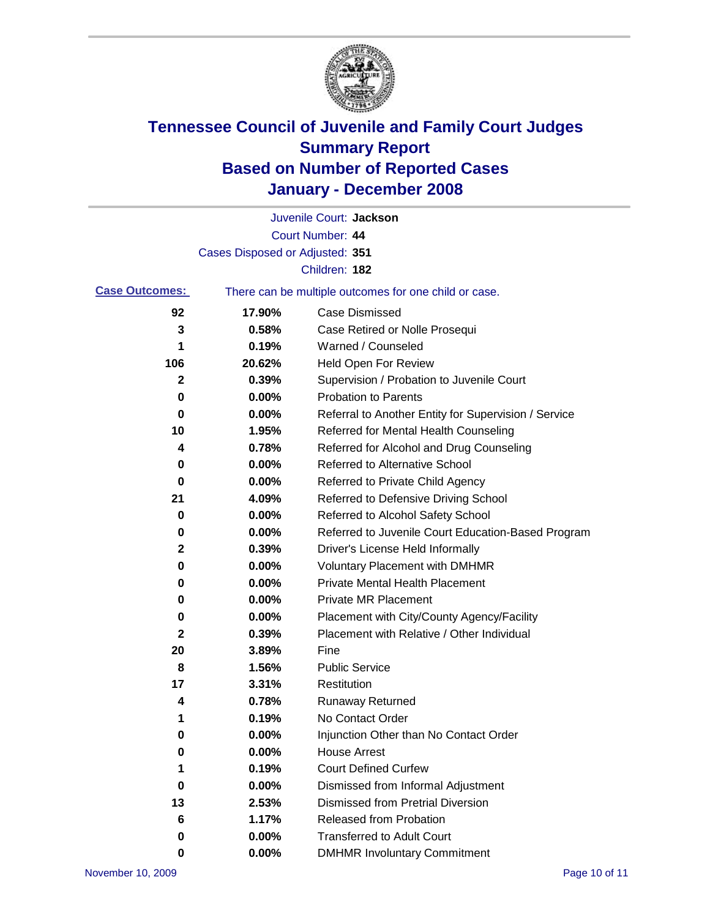# Tennessee Council of Juvenile and Family Court Judges
## Summary Report
## Based on Number of Reported Cases
## January - December 2008

Juvenile Court: **Jackson**
Court Number: **44**
Cases Disposed or Adjusted: **351**
Children: **182**

**Case Outcomes:** There can be multiple outcomes for one child or case.

| Count | Percent | Outcome |
|---|---|---|
| 92 | 17.90% | Case Dismissed |
| 3 | 0.58% | Case Retired or Nolle Prosequi |
| 1 | 0.19% | Warned / Counseled |
| 106 | 20.62% | Held Open For Review |
| 2 | 0.39% | Supervision / Probation to Juvenile Court |
| 0 | 0.00% | Probation to Parents |
| 0 | 0.00% | Referral to Another Entity for Supervision / Service |
| 10 | 1.95% | Referred for Mental Health Counseling |
| 4 | 0.78% | Referred for Alcohol and Drug Counseling |
| 0 | 0.00% | Referred to Alternative School |
| 0 | 0.00% | Referred to Private Child Agency |
| 21 | 4.09% | Referred to Defensive Driving School |
| 0 | 0.00% | Referred to Alcohol Safety School |
| 0 | 0.00% | Referred to Juvenile Court Education-Based Program |
| 2 | 0.39% | Driver's License Held Informally |
| 0 | 0.00% | Voluntary Placement with DMHMR |
| 0 | 0.00% | Private Mental Health Placement |
| 0 | 0.00% | Private MR Placement |
| 0 | 0.00% | Placement with City/County Agency/Facility |
| 2 | 0.39% | Placement with Relative / Other Individual |
| 20 | 3.89% | Fine |
| 8 | 1.56% | Public Service |
| 17 | 3.31% | Restitution |
| 4 | 0.78% | Runaway Returned |
| 1 | 0.19% | No Contact Order |
| 0 | 0.00% | Injunction Other than No Contact Order |
| 0 | 0.00% | House Arrest |
| 1 | 0.19% | Court Defined Curfew |
| 0 | 0.00% | Dismissed from Informal Adjustment |
| 13 | 2.53% | Dismissed from Pretrial Diversion |
| 6 | 1.17% | Released from Probation |
| 0 | 0.00% | Transferred to Adult Court |
| 0 | 0.00% | DMHMR Involuntary Commitment |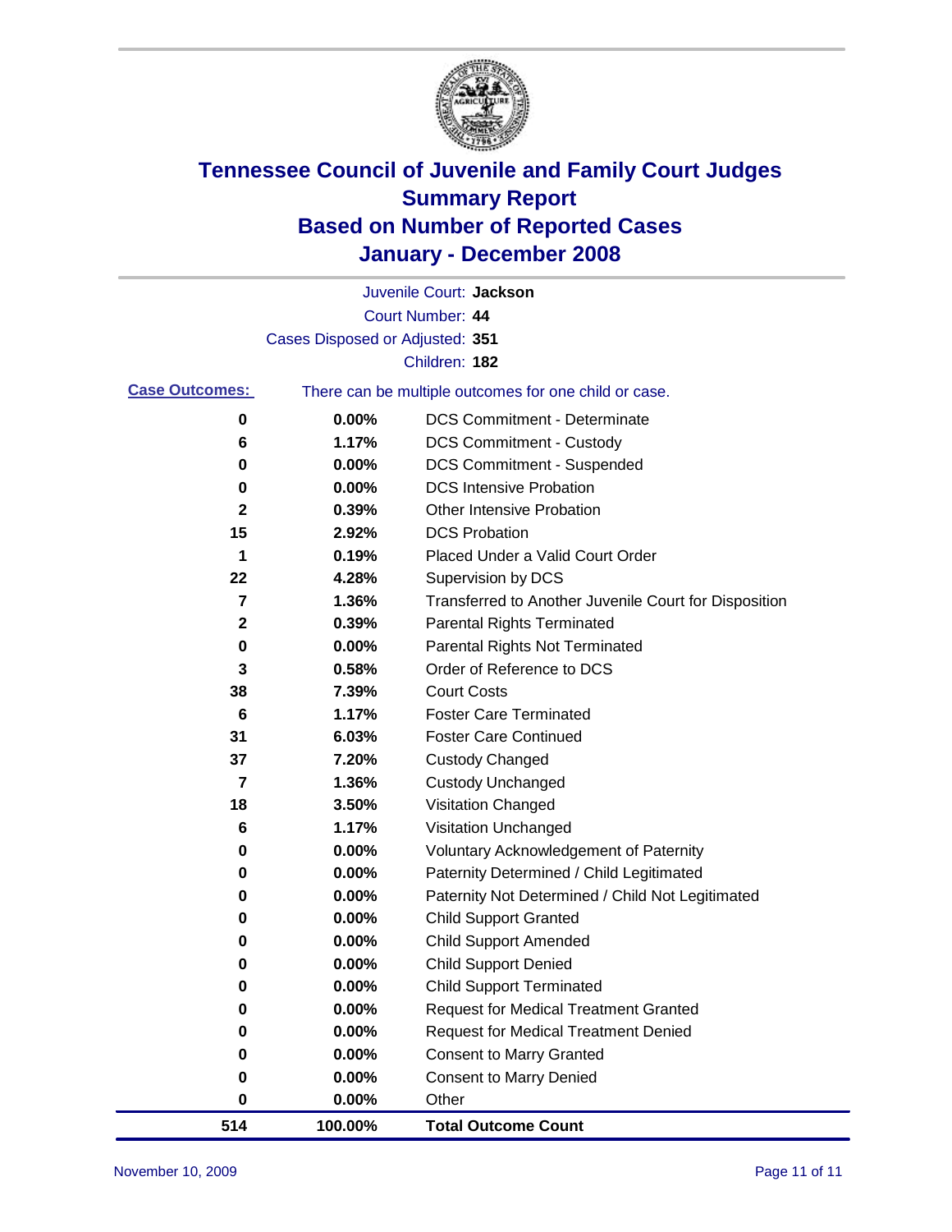# Tennessee Council of Juvenile and Family Court Judges
# Summary Report
# Based on Number of Reported Cases
# January - December 2008

Juvenile Court: **Jackson**
Court Number: **44**
Cases Disposed or Adjusted: **351**
Children: **182**

**Case Outcomes:** There can be multiple outcomes for one child or case.

| | | |
|---|---|---|
| 0 | 0.00% | DCS Commitment - Determinate |
| 6 | 1.17% | DCS Commitment - Custody |
| 0 | 0.00% | DCS Commitment - Suspended |
| 0 | 0.00% | DCS Intensive Probation |
| 2 | 0.39% | Other Intensive Probation |
| 15 | 2.92% | DCS Probation |
| 1 | 0.19% | Placed Under a Valid Court Order |
| 22 | 4.28% | Supervision by DCS |
| 7 | 1.36% | Transferred to Another Juvenile Court for Disposition |
| 2 | 0.39% | Parental Rights Terminated |
| 0 | 0.00% | Parental Rights Not Terminated |
| 3 | 0.58% | Order of Reference to DCS |
| 38 | 7.39% | Court Costs |
| 6 | 1.17% | Foster Care Terminated |
| 31 | 6.03% | Foster Care Continued |
| 37 | 7.20% | Custody Changed |
| 7 | 1.36% | Custody Unchanged |
| 18 | 3.50% | Visitation Changed |
| 6 | 1.17% | Visitation Unchanged |
| 0 | 0.00% | Voluntary Acknowledgement of Paternity |
| 0 | 0.00% | Paternity Determined / Child Legitimated |
| 0 | 0.00% | Paternity Not Determined / Child Not Legitimated |
| 0 | 0.00% | Child Support Granted |
| 0 | 0.00% | Child Support Amended |
| 0 | 0.00% | Child Support Denied |
| 0 | 0.00% | Child Support Terminated |
| 0 | 0.00% | Request for Medical Treatment Granted |
| 0 | 0.00% | Request for Medical Treatment Denied |
| 0 | 0.00% | Consent to Marry Granted |
| 0 | 0.00% | Consent to Marry Denied |
| 0 | 0.00% | Other |
| **514** | **100.00%** | **Total Outcome Count** |

November 10, 2009